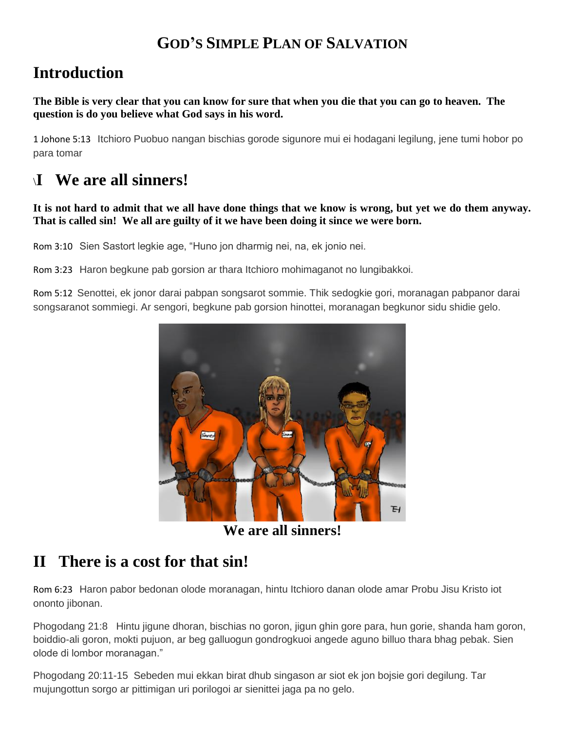# God's Simple Plan of Salvation

## Introduction

**The Bible is very clear that you can know for sure that when you die that you can go to heaven. The question is do you believe what God says in his word.**

1 Johone 5:13 Itchioro Puobuo nangan bischias gorode sigunore mui ei hodagani legilung, jene tumi hobor po para tomar

## \I We are all sinners!

**It is not hard to admit that we all have done things that we know is wrong, but yet we do them anyway. That is called sin! We all are guilty of it we have been doing it since we were born.**

Rom 3:10 Sien Sastort legkie age, "Huno jon dharmig nei, na, ek jonio nei.

Rom 3:23 Haron begkune pab gorsion ar thara Itchioro mohimaganot no lungibakkoi.

Rom 5:12 Senottei, ek jonor darai pabpan songsarot sommie. Thik sedogkie gori, moranagan pabpanor darai songsaranot sommiegi. Ar sengori, begkune pab gorsion hinottei, moranagan begkunor sidu shidie gelo.

We are all sinners!

## II There is a cost for that sin!

Rom 6:23 Haron pabor bedonan olode moranagan, hintu Itchioro danan olode amar Probu Jisu Kristo iot ononto jibonan.

Phogodang 21:8 Hintu jigune dhoran, bischias no goron, jigun ghin gore para, hun gorie, shanda ham goron, boiddio-ali goron, mokti pujuon, ar beg galluogun gondrogkuoi angede aguno billuo thara bhag pebak. Sien olode di lombor moranagan."

Phogodang 20:11-15 Sebeden mui ekkan birat dhub singason ar siot ek jon bojsie gori degilung. Tar mujungottun sorgo ar pittimigan uri porilogoi ar sienittei jaga pa no gelo.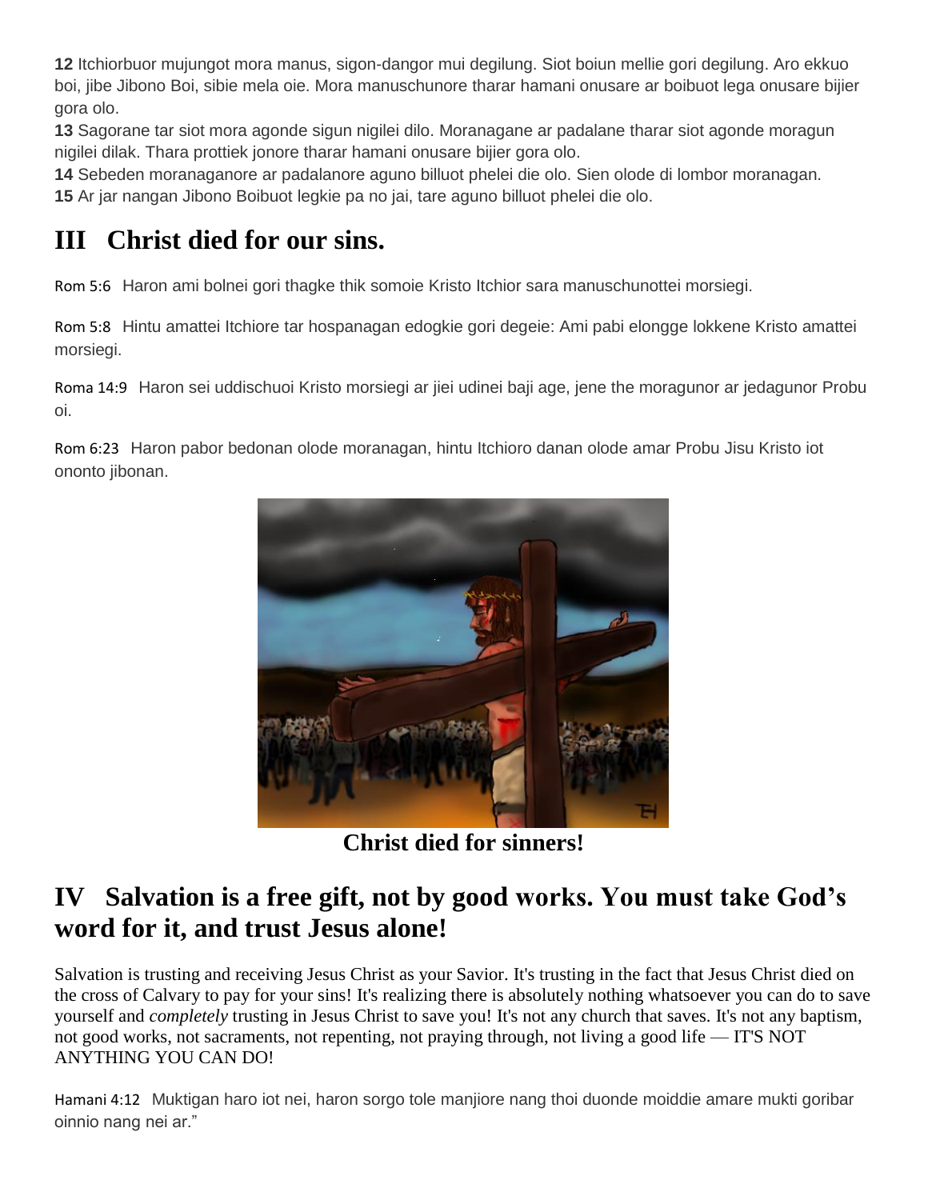**12** Itchiorbuor mujungot mora manus, sigon-dangor mui degilung. Siot boiun mellie gori degilung. Aro ekkuo boi, jibe Jibono Boi, sibie mela oie. Mora manuschunore tharar hamani onusare ar boibuot lega onusare bijier gora olo.

**13** Sagorane tar siot mora agonde sigun nigilei dilo. Moranagane ar padalane tharar siot agonde moragun nigilei dilak. Thara prottiek jonore tharar hamani onusare bijier gora olo.

**14** Sebeden moranaganore ar padalanore aguno billuot phelei die olo. Sien olode di lombor moranagan.

**15** Ar jar nangan Jibono Boibuot legkie pa no jai, tare aguno billuot phelei die olo.

## III Christ died for our sins.

Rom 5:6 Haron ami bolnei gori thagke thik somoie Kristo Itchior sara manuschunottei morsiegi.

Rom 5:8 Hintu amattei Itchiore tar hospanagan edogkie gori degeie: Ami pabi elongge lokkene Kristo amattei morsiegi.

Roma 14:9 Haron sei uddischuoi Kristo morsiegi ar jiei udinei baji age, jene the moragunor ar jedagunor Probu oi.

Rom 6:23 Haron pabor bedonan olode moranagan, hintu Itchioro danan olode amar Probu Jisu Kristo iot ononto jibonan.

**Christ died for sinners!**

## IV Salvation is a free gift, not by good works. You must take God's word for it, and trust Jesus alone!

Salvation is trusting and receiving Jesus Christ as your Savior. It's trusting in the fact that Jesus Christ died on the cross of Calvary to pay for your sins! It's realizing there is absolutely nothing whatsoever you can do to save yourself and *completely* trusting in Jesus Christ to save you! It's not any church that saves. It's not any baptism, not good works, not sacraments, not repenting, not praying through, not living a good life — IT'S NOT ANYTHING YOU CAN DO!

Hamani 4:12 Muktigan haro iot nei, haron sorgo tole manjiore nang thoi duonde moiddie amare mukti goribar oinnio nang nei ar."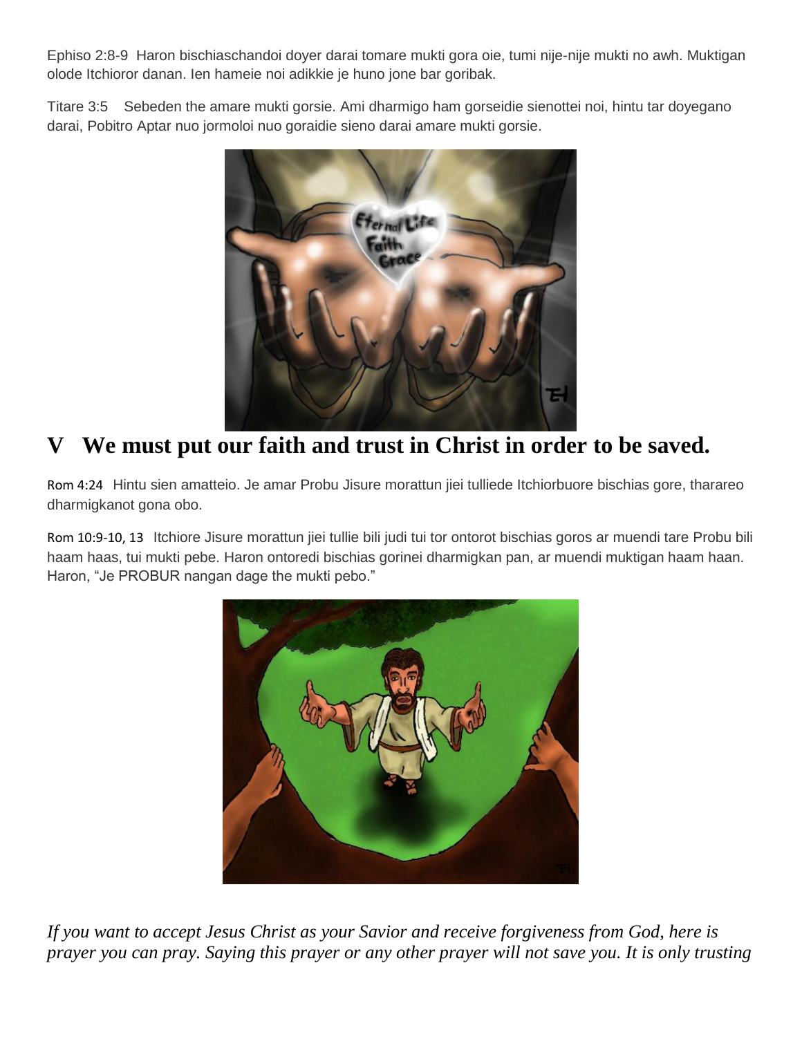Ephiso 2:8-9  Haron bischiaschandoi doyer darai tomare mukti gora oie, tumi nije-nije mukti no awh. Muktigan olode Itchioror danan. Ien hameie noi adikkie je huno jone bar goribak.

Titare 3:5  Sebeden the amare mukti gorsie. Ami dharmigo ham gorseidie sienottei noi, hintu tar doyegano darai, Pobitro Aptar nuo jormoloi nuo goraidie sieno darai amare mukti gorsie.

# V We must put our faith and trust in Christ in order to be saved.

Rom 4:24  Hintu sien amatteio. Je amar Probu Jisure morattun jiei tulliede Itchiorbuore bischias gore, tharareo dharmigkanot gona obo.

Rom 10:9-10, 13  Itchiore Jisure morattun jiei tullie bili judi tui tor ontorot bischias goros ar muendi tare Probu bili haam haas, tui mukti pebe. Haron ontoredi bischias gorinei dharmigkan pan, ar muendi muktigan haam haan. Haron, "Je PROBUR nangan dage the mukti pebo."

*If you want to accept Jesus Christ as your Savior and receive forgiveness from God, here is prayer you can pray. Saying this prayer or any other prayer will not save you. It is only trusting*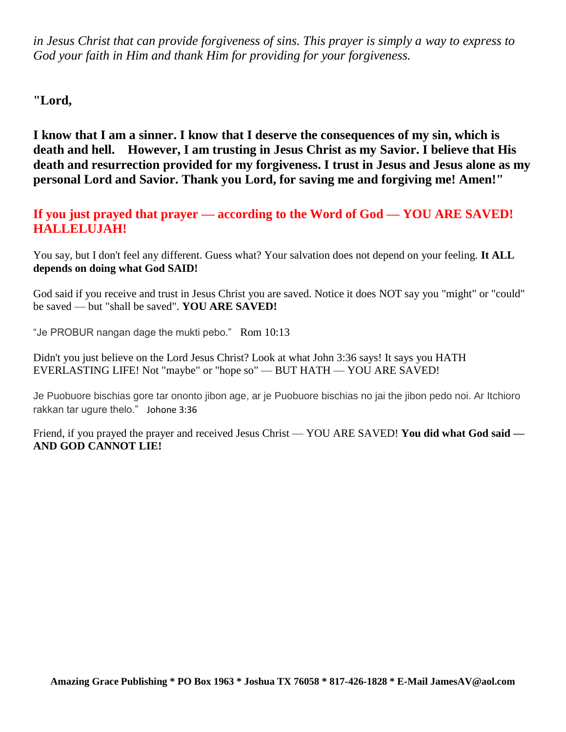*in Jesus Christ that can provide forgiveness of sins. This prayer is simply a way to express to God your faith in Him and thank Him for providing for your forgiveness.*

**"Lord,**

**I know that I am a sinner. I know that I deserve the consequences of my sin, which is death and hell.    However, I am trusting in Jesus Christ as my Savior. I believe that His death and resurrection provided for my forgiveness. I trust in Jesus and Jesus alone as my personal Lord and Savior. Thank you Lord, for saving me and forgiving me! Amen!"**

**If you just prayed that prayer — according to the Word of God — YOU ARE SAVED! HALLELUJAH!**

You say, but I don't feel any different. Guess what? Your salvation does not depend on your feeling. **It ALL depends on doing what God SAID!**

God said if you receive and trust in Jesus Christ you are saved. Notice it does NOT say you "might" or "could" be saved — but "shall be saved". **YOU ARE SAVED!**

"Je PROBUR nangan dage the mukti pebo."   Rom 10:13

Didn't you just believe on the Lord Jesus Christ? Look at what John 3:36 says! It says you HATH EVERLASTING LIFE! Not "maybe" or "hope so" — BUT HATH — YOU ARE SAVED!

Je Puobuore bischias gore tar ononto jibon age, ar je Puobuore bischias no jai the jibon pedo noi. Ar Itchioro rakkan tar ugure thelo."   Johone 3:36

Friend, if you prayed the prayer and received Jesus Christ — YOU ARE SAVED! **You did what God said — AND GOD CANNOT LIE!**

**Amazing Grace Publishing * PO Box 1963 * Joshua TX 76058 * 817-426-1828 * E-Mail JamesAV@aol.com**